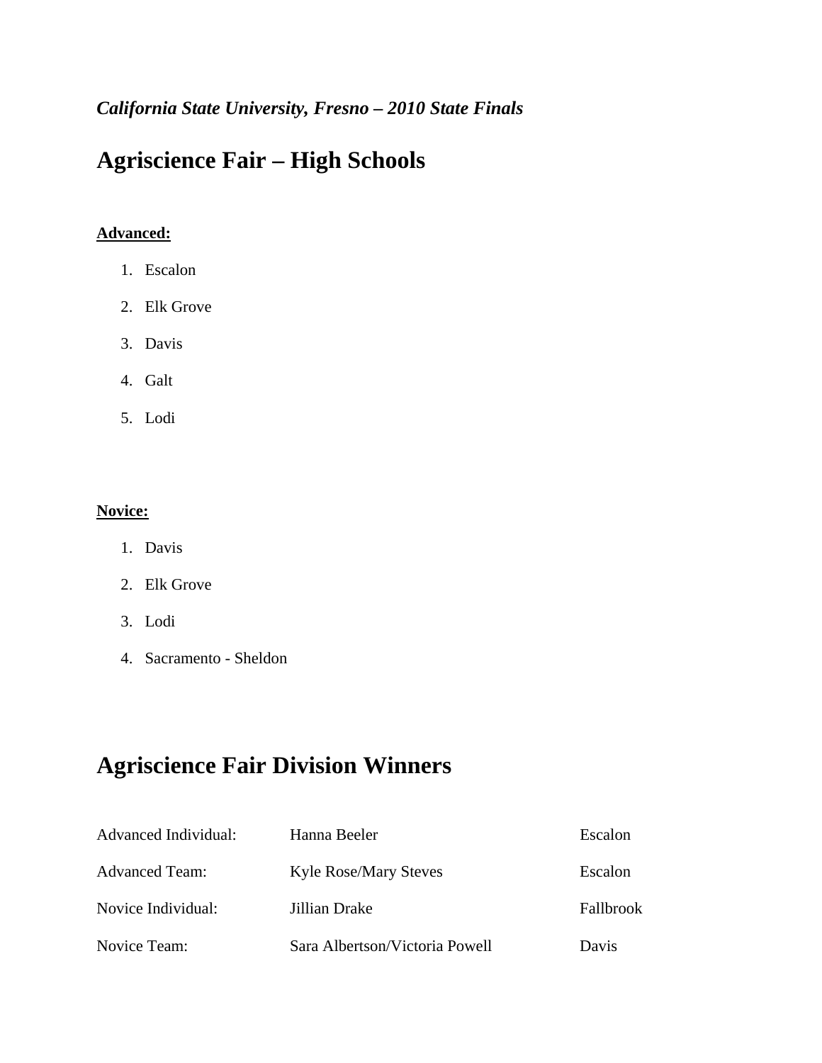*California State University, Fresno – 2010 State Finals*

# Agriscience Fair – High Schools

**Advanced:**

1. Escalon
2. Elk Grove
3. Davis
4. Galt
5. Lodi

**Novice:**

1. Davis
2. Elk Grove
3. Lodi
4. Sacramento - Sheldon

# Agriscience Fair Division Winners

| | | |
|---|---|---|
| Advanced Individual: | Hanna Beeler | Escalon |
| Advanced Team: | Kyle Rose/Mary Steves | Escalon |
| Novice Individual: | Jillian Drake | Fallbrook |
| Novice Team: | Sara Albertson/Victoria Powell | Davis |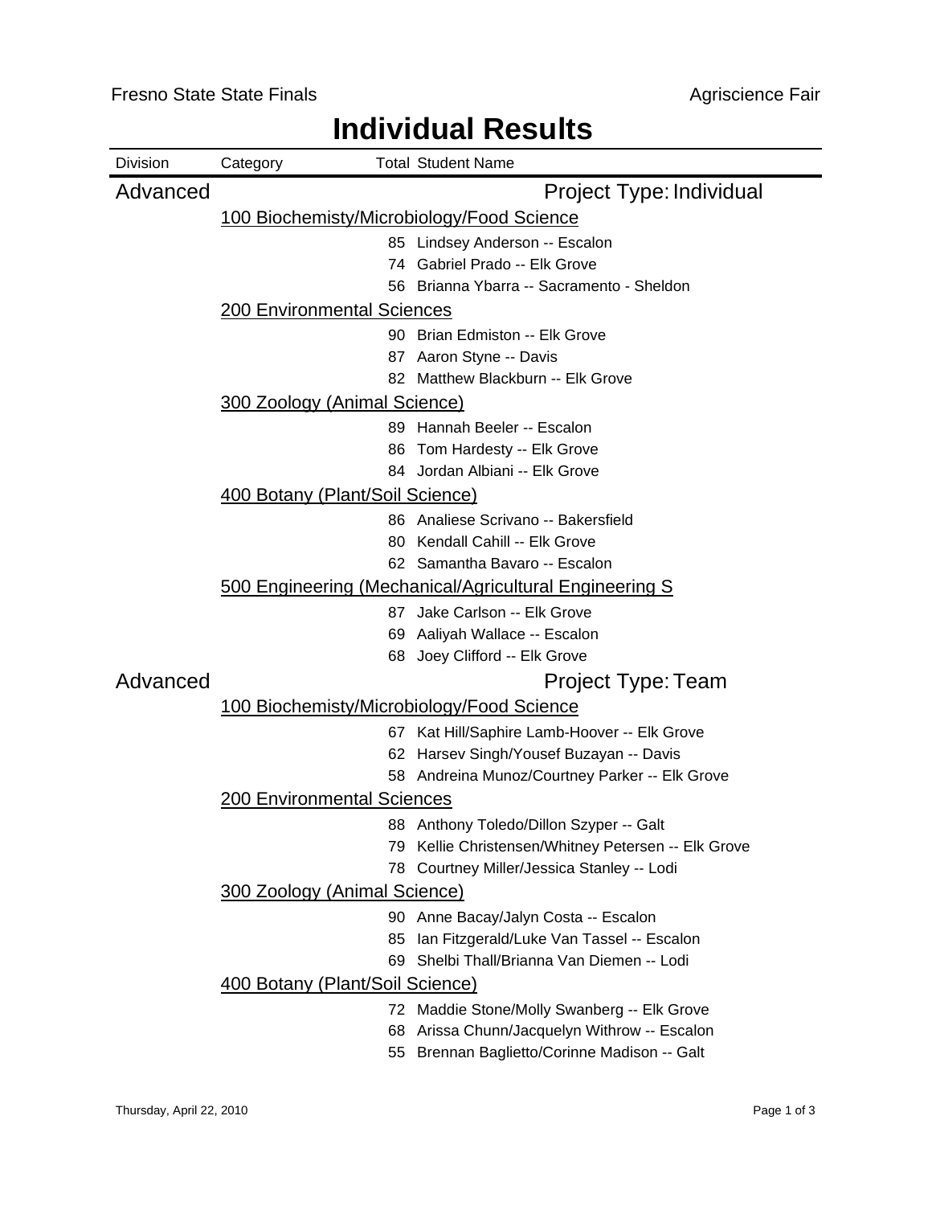Fresno State State Finals | Agriscience Fair

# Individual Results

| Division | Category | Total | Student Name |
|---|---|---|---|
| **Advanced** | | | **Project Type: Individual** |
| | 100 Biochemisty/Microbiology/Food Science | | |
| | | 85 | Lindsey Anderson -- Escalon |
| | | 74 | Gabriel Prado -- Elk Grove |
| | | 56 | Brianna Ybarra -- Sacramento - Sheldon |
| | 200 Environmental Sciences | | |
| | | 90 | Brian Edmiston -- Elk Grove |
| | | 87 | Aaron Styne -- Davis |
| | | 82 | Matthew Blackburn -- Elk Grove |
| | 300 Zoology (Animal Science) | | |
| | | 89 | Hannah Beeler -- Escalon |
| | | 86 | Tom Hardesty -- Elk Grove |
| | | 84 | Jordan Albiani -- Elk Grove |
| | 400 Botany (Plant/Soil Science) | | |
| | | 86 | Analiese Scrivano -- Bakersfield |
| | | 80 | Kendall Cahill -- Elk Grove |
| | | 62 | Samantha Bavaro -- Escalon |
| | 500 Engineering (Mechanical/Agricultural Engineering S | | |
| | | 87 | Jake Carlson -- Elk Grove |
| | | 69 | Aaliyah Wallace -- Escalon |
| | | 68 | Joey Clifford -- Elk Grove |
| **Advanced** | | | **Project Type: Team** |
| | 100 Biochemisty/Microbiology/Food Science | | |
| | | 67 | Kat Hill/Saphire Lamb-Hoover -- Elk Grove |
| | | 62 | Harsev Singh/Yousef Buzayan -- Davis |
| | | 58 | Andreina Munoz/Courtney Parker -- Elk Grove |
| | 200 Environmental Sciences | | |
| | | 88 | Anthony Toledo/Dillon Szyper -- Galt |
| | | 79 | Kellie Christensen/Whitney Petersen -- Elk Grove |
| | | 78 | Courtney Miller/Jessica Stanley -- Lodi |
| | 300 Zoology (Animal Science) | | |
| | | 90 | Anne Bacay/Jalyn Costa -- Escalon |
| | | 85 | Ian Fitzgerald/Luke Van Tassel -- Escalon |
| | | 69 | Shelbi Thall/Brianna Van Diemen -- Lodi |
| | 400 Botany (Plant/Soil Science) | | |
| | | 72 | Maddie Stone/Molly Swanberg -- Elk Grove |
| | | 68 | Arissa Chunn/Jacquelyn Withrow -- Escalon |
| | | 55 | Brennan Baglietto/Corinne Madison -- Galt |

Thursday, April 22, 2010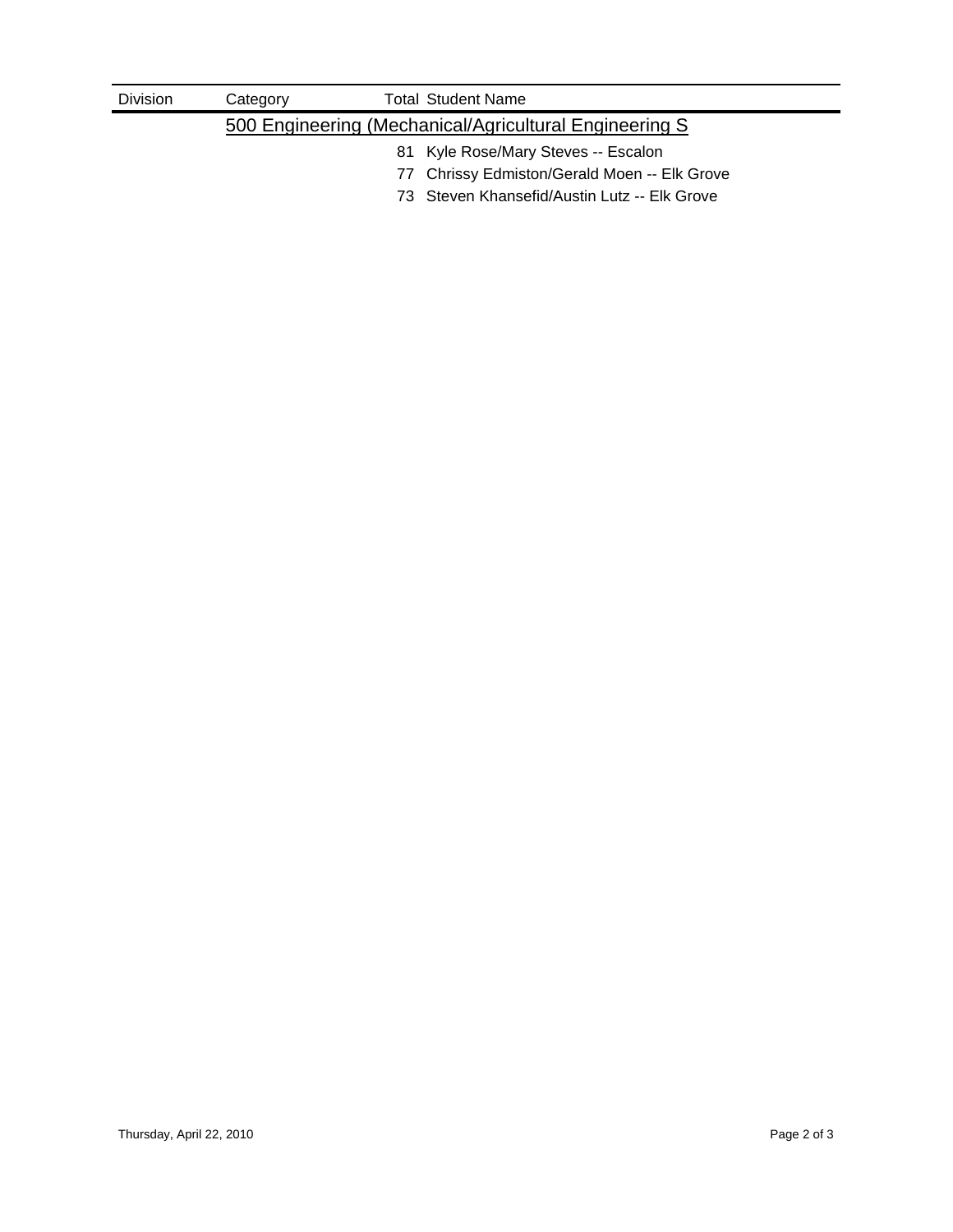| Division | Category | Total | Student Name |
| --- | --- | --- | --- |
| | 500 Engineering (Mechanical/Agricultural Engineering S | | |
| | | 81 | Kyle Rose/Mary Steves -- Escalon |
| | | 77 | Chrissy Edmiston/Gerald Moen -- Elk Grove |
| | | 73 | Steven Khansefid/Austin Lutz -- Elk Grove |

Thursday, April 22, 2010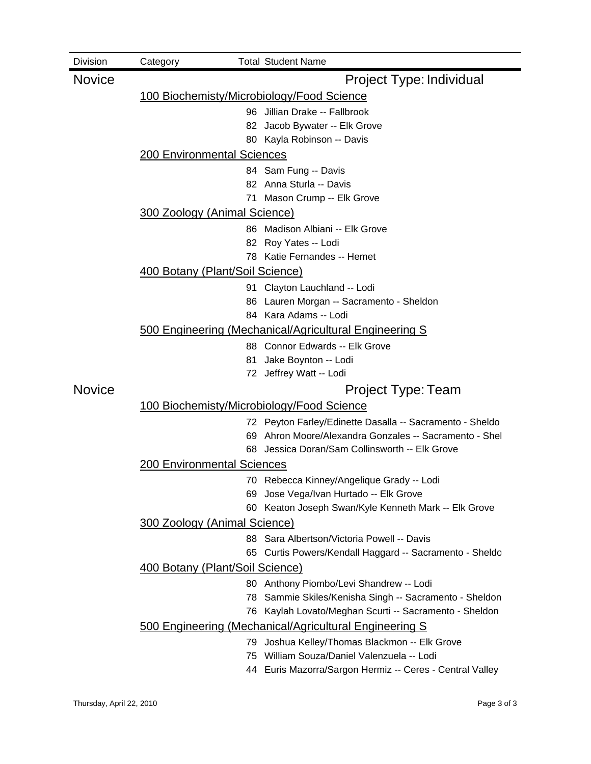| Division | Category | Total | Student Name |
| --- | --- | --- | --- |

## Novice — Project Type: Individual

### 100 Biochemisty/Microbiology/Food Science

| Total | Student Name |
| --- | --- |
| 96 | Jillian Drake -- Fallbrook |
| 82 | Jacob Bywater -- Elk Grove |
| 80 | Kayla Robinson -- Davis |

### 200 Environmental Sciences

| Total | Student Name |
| --- | --- |
| 84 | Sam Fung -- Davis |
| 82 | Anna Sturla -- Davis |
| 71 | Mason Crump -- Elk Grove |

### 300 Zoology (Animal Science)

| Total | Student Name |
| --- | --- |
| 86 | Madison Albiani -- Elk Grove |
| 82 | Roy Yates -- Lodi |
| 78 | Katie Fernandes -- Hemet |

### 400 Botany (Plant/Soil Science)

| Total | Student Name |
| --- | --- |
| 91 | Clayton Lauchland -- Lodi |
| 86 | Lauren Morgan -- Sacramento - Sheldon |
| 84 | Kara Adams -- Lodi |

### 500 Engineering (Mechanical/Agricultural Engineering S

| Total | Student Name |
| --- | --- |
| 88 | Connor Edwards -- Elk Grove |
| 81 | Jake Boynton -- Lodi |
| 72 | Jeffrey Watt -- Lodi |

## Novice — Project Type: Team

### 100 Biochemisty/Microbiology/Food Science

| Total | Student Name |
| --- | --- |
| 72 | Peyton Farley/Edinette Dasalla -- Sacramento - Sheldo |
| 69 | Ahron Moore/Alexandra Gonzales -- Sacramento - Shel |
| 68 | Jessica Doran/Sam Collinsworth -- Elk Grove |

### 200 Environmental Sciences

| Total | Student Name |
| --- | --- |
| 70 | Rebecca Kinney/Angelique Grady -- Lodi |
| 69 | Jose Vega/Ivan Hurtado -- Elk Grove |
| 60 | Keaton Joseph Swan/Kyle Kenneth Mark -- Elk Grove |

### 300 Zoology (Animal Science)

| Total | Student Name |
| --- | --- |
| 88 | Sara Albertson/Victoria Powell -- Davis |
| 65 | Curtis Powers/Kendall Haggard -- Sacramento - Sheldo |

### 400 Botany (Plant/Soil Science)

| Total | Student Name |
| --- | --- |
| 80 | Anthony Piombo/Levi Shandrew -- Lodi |
| 78 | Sammie Skiles/Kenisha Singh -- Sacramento - Sheldon |
| 76 | Kaylah Lovato/Meghan Scurti -- Sacramento - Sheldon |

### 500 Engineering (Mechanical/Agricultural Engineering S

| Total | Student Name |
| --- | --- |
| 79 | Joshua Kelley/Thomas Blackmon -- Elk Grove |
| 75 | William Souza/Daniel Valenzuela -- Lodi |
| 44 | Euris Mazorra/Sargon Hermiz -- Ceres - Central Valley |

Thursday, April 22, 2010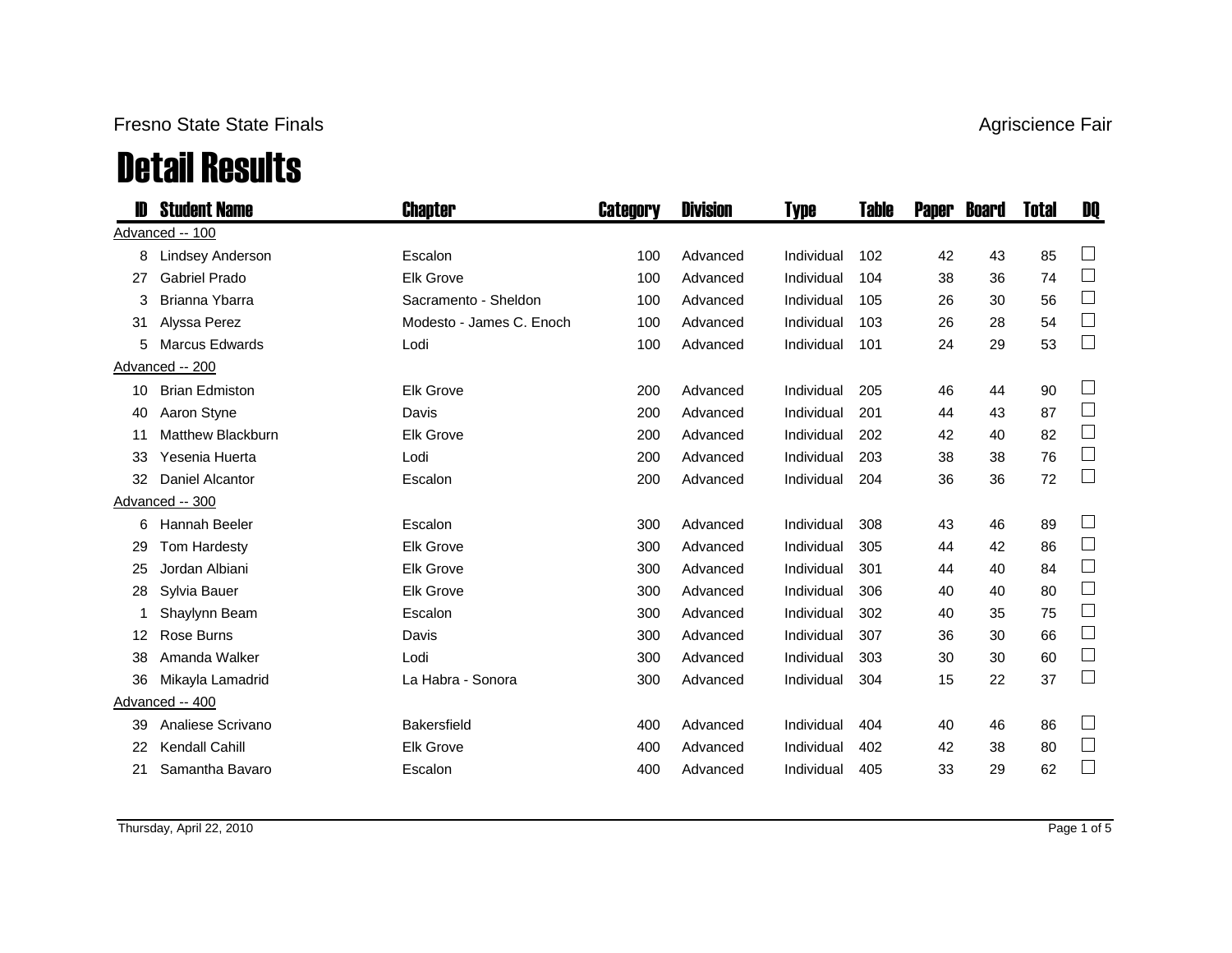Fresno State State Finals — Agriscience Fair

# Detail Results

| ID | Student Name | Chapter | Category | Division | Type | Table | Paper | Board | Total | DQ |
|---|---|---|---|---|---|---|---|---|---|---|
| **Advanced -- 100** | | | | | | | | | | |
| 8 | Lindsey Anderson | Escalon | 100 | Advanced | Individual | 102 | 42 | 43 | 85 | ☐ |
| 27 | Gabriel Prado | Elk Grove | 100 | Advanced | Individual | 104 | 38 | 36 | 74 | ☐ |
| 3 | Brianna Ybarra | Sacramento - Sheldon | 100 | Advanced | Individual | 105 | 26 | 30 | 56 | ☐ |
| 31 | Alyssa Perez | Modesto - James C. Enoch | 100 | Advanced | Individual | 103 | 26 | 28 | 54 | ☐ |
| 5 | Marcus Edwards | Lodi | 100 | Advanced | Individual | 101 | 24 | 29 | 53 | ☐ |
| **Advanced -- 200** | | | | | | | | | | |
| 10 | Brian Edmiston | Elk Grove | 200 | Advanced | Individual | 205 | 46 | 44 | 90 | ☐ |
| 40 | Aaron Styne | Davis | 200 | Advanced | Individual | 201 | 44 | 43 | 87 | ☐ |
| 11 | Matthew Blackburn | Elk Grove | 200 | Advanced | Individual | 202 | 42 | 40 | 82 | ☐ |
| 33 | Yesenia Huerta | Lodi | 200 | Advanced | Individual | 203 | 38 | 38 | 76 | ☐ |
| 32 | Daniel Alcantor | Escalon | 200 | Advanced | Individual | 204 | 36 | 36 | 72 | ☐ |
| **Advanced -- 300** | | | | | | | | | | |
| 6 | Hannah Beeler | Escalon | 300 | Advanced | Individual | 308 | 43 | 46 | 89 | ☐ |
| 29 | Tom Hardesty | Elk Grove | 300 | Advanced | Individual | 305 | 44 | 42 | 86 | ☐ |
| 25 | Jordan Albiani | Elk Grove | 300 | Advanced | Individual | 301 | 44 | 40 | 84 | ☐ |
| 28 | Sylvia Bauer | Elk Grove | 300 | Advanced | Individual | 306 | 40 | 40 | 80 | ☐ |
| 1 | Shaylynn Beam | Escalon | 300 | Advanced | Individual | 302 | 40 | 35 | 75 | ☐ |
| 12 | Rose Burns | Davis | 300 | Advanced | Individual | 307 | 36 | 30 | 66 | ☐ |
| 38 | Amanda Walker | Lodi | 300 | Advanced | Individual | 303 | 30 | 30 | 60 | ☐ |
| 36 | Mikayla Lamadrid | La Habra - Sonora | 300 | Advanced | Individual | 304 | 15 | 22 | 37 | ☐ |
| **Advanced -- 400** | | | | | | | | | | |
| 39 | Analiese Scrivano | Bakersfield | 400 | Advanced | Individual | 404 | 40 | 46 | 86 | ☐ |
| 22 | Kendall Cahill | Elk Grove | 400 | Advanced | Individual | 402 | 42 | 38 | 80 | ☐ |
| 21 | Samantha Bavaro | Escalon | 400 | Advanced | Individual | 405 | 33 | 29 | 62 | ☐ |

Thursday, April 22, 2010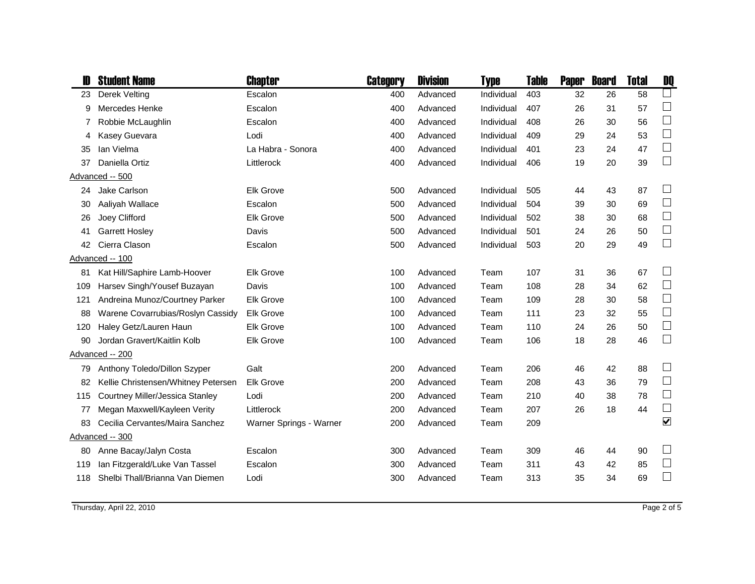| ID | Student Name | Chapter | Category | Division | Type | Table | Paper | Board | Total | DQ |
|---|---|---|---|---|---|---|---|---|---|---|
| 23 | Derek Velting | Escalon | 400 | Advanced | Individual | 403 | 32 | 26 | 58 | ☐ |
| 9 | Mercedes Henke | Escalon | 400 | Advanced | Individual | 407 | 26 | 31 | 57 | ☐ |
| 7 | Robbie McLaughlin | Escalon | 400 | Advanced | Individual | 408 | 26 | 30 | 56 | ☐ |
| 4 | Kasey Guevara | Lodi | 400 | Advanced | Individual | 409 | 29 | 24 | 53 | ☐ |
| 35 | Ian Vielma | La Habra - Sonora | 400 | Advanced | Individual | 401 | 23 | 24 | 47 | ☐ |
| 37 | Daniella Ortiz | Littlerock | 400 | Advanced | Individual | 406 | 19 | 20 | 39 | ☐ |
| Advanced -- 500 | | | | | | | | | | |
| 24 | Jake Carlson | Elk Grove | 500 | Advanced | Individual | 505 | 44 | 43 | 87 | ☐ |
| 30 | Aaliyah Wallace | Escalon | 500 | Advanced | Individual | 504 | 39 | 30 | 69 | ☐ |
| 26 | Joey Clifford | Elk Grove | 500 | Advanced | Individual | 502 | 38 | 30 | 68 | ☐ |
| 41 | Garrett Hosley | Davis | 500 | Advanced | Individual | 501 | 24 | 26 | 50 | ☐ |
| 42 | Cierra Clason | Escalon | 500 | Advanced | Individual | 503 | 20 | 29 | 49 | ☐ |
| Advanced -- 100 | | | | | | | | | | |
| 81 | Kat Hill/Saphire Lamb-Hoover | Elk Grove | 100 | Advanced | Team | 107 | 31 | 36 | 67 | ☐ |
| 109 | Harsev Singh/Yousef Buzayan | Davis | 100 | Advanced | Team | 108 | 28 | 34 | 62 | ☐ |
| 121 | Andreina Munoz/Courtney Parker | Elk Grove | 100 | Advanced | Team | 109 | 28 | 30 | 58 | ☐ |
| 88 | Warene Covarrubias/Roslyn Cassidy | Elk Grove | 100 | Advanced | Team | 111 | 23 | 32 | 55 | ☐ |
| 120 | Haley Getz/Lauren Haun | Elk Grove | 100 | Advanced | Team | 110 | 24 | 26 | 50 | ☐ |
| 90 | Jordan Gravert/Kaitlin Kolb | Elk Grove | 100 | Advanced | Team | 106 | 18 | 28 | 46 | ☐ |
| Advanced -- 200 | | | | | | | | | | |
| 79 | Anthony Toledo/Dillon Szyper | Galt | 200 | Advanced | Team | 206 | 46 | 42 | 88 | ☐ |
| 82 | Kellie Christensen/Whitney Petersen | Elk Grove | 200 | Advanced | Team | 208 | 43 | 36 | 79 | ☐ |
| 115 | Courtney Miller/Jessica Stanley | Lodi | 200 | Advanced | Team | 210 | 40 | 38 | 78 | ☐ |
| 77 | Megan Maxwell/Kayleen Verity | Littlerock | 200 | Advanced | Team | 207 | 26 | 18 | 44 | ☐ |
| 83 | Cecilia Cervantes/Maira Sanchez | Warner Springs - Warner | 200 | Advanced | Team | 209 | | | | ☑ |
| Advanced -- 300 | | | | | | | | | | |
| 80 | Anne Bacay/Jalyn Costa | Escalon | 300 | Advanced | Team | 309 | 46 | 44 | 90 | ☐ |
| 119 | Ian Fitzgerald/Luke Van Tassel | Escalon | 300 | Advanced | Team | 311 | 43 | 42 | 85 | ☐ |
| 118 | Shelbi Thall/Brianna Van Diemen | Lodi | 300 | Advanced | Team | 313 | 35 | 34 | 69 | ☐ |

Thursday, April 22, 2010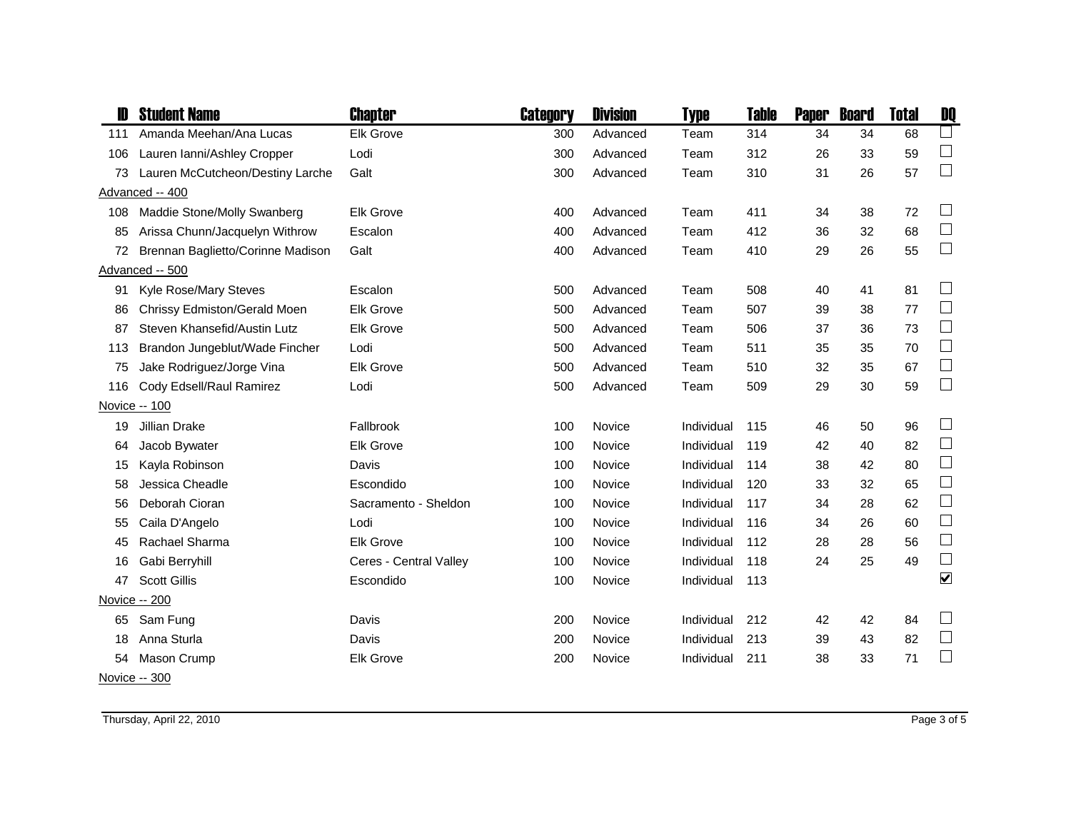| ID | Student Name | Chapter | Category | Division | Type | Table | Paper | Board | Total | DQ |
|---|---|---|---|---|---|---|---|---|---|---|
| 111 | Amanda Meehan/Ana Lucas | Elk Grove | 300 | Advanced | Team | 314 | 34 | 34 | 68 | ☐ |
| 106 | Lauren Ianni/Ashley Cropper | Lodi | 300 | Advanced | Team | 312 | 26 | 33 | 59 | ☐ |
| 73 | Lauren McCutcheon/Destiny Larche | Galt | 300 | Advanced | Team | 310 | 31 | 26 | 57 | ☐ |
| Advanced -- 400 | | | | | | | | | | |
| 108 | Maddie Stone/Molly Swanberg | Elk Grove | 400 | Advanced | Team | 411 | 34 | 38 | 72 | ☐ |
| 85 | Arissa Chunn/Jacquelyn Withrow | Escalon | 400 | Advanced | Team | 412 | 36 | 32 | 68 | ☐ |
| 72 | Brennan Baglietto/Corinne Madison | Galt | 400 | Advanced | Team | 410 | 29 | 26 | 55 | ☐ |
| Advanced -- 500 | | | | | | | | | | |
| 91 | Kyle Rose/Mary Steves | Escalon | 500 | Advanced | Team | 508 | 40 | 41 | 81 | ☐ |
| 86 | Chrissy Edmiston/Gerald Moen | Elk Grove | 500 | Advanced | Team | 507 | 39 | 38 | 77 | ☐ |
| 87 | Steven Khansefid/Austin Lutz | Elk Grove | 500 | Advanced | Team | 506 | 37 | 36 | 73 | ☐ |
| 113 | Brandon Jungeblut/Wade Fincher | Lodi | 500 | Advanced | Team | 511 | 35 | 35 | 70 | ☐ |
| 75 | Jake Rodriguez/Jorge Vina | Elk Grove | 500 | Advanced | Team | 510 | 32 | 35 | 67 | ☐ |
| 116 | Cody Edsell/Raul Ramirez | Lodi | 500 | Advanced | Team | 509 | 29 | 30 | 59 | ☐ |
| Novice -- 100 | | | | | | | | | | |
| 19 | Jillian Drake | Fallbrook | 100 | Novice | Individual | 115 | 46 | 50 | 96 | ☐ |
| 64 | Jacob Bywater | Elk Grove | 100 | Novice | Individual | 119 | 42 | 40 | 82 | ☐ |
| 15 | Kayla Robinson | Davis | 100 | Novice | Individual | 114 | 38 | 42 | 80 | ☐ |
| 58 | Jessica Cheadle | Escondido | 100 | Novice | Individual | 120 | 33 | 32 | 65 | ☐ |
| 56 | Deborah Cioran | Sacramento - Sheldon | 100 | Novice | Individual | 117 | 34 | 28 | 62 | ☐ |
| 55 | Caila D'Angelo | Lodi | 100 | Novice | Individual | 116 | 34 | 26 | 60 | ☐ |
| 45 | Rachael Sharma | Elk Grove | 100 | Novice | Individual | 112 | 28 | 28 | 56 | ☐ |
| 16 | Gabi Berryhill | Ceres - Central Valley | 100 | Novice | Individual | 118 | 24 | 25 | 49 | ☐ |
| 47 | Scott Gillis | Escondido | 100 | Novice | Individual | 113 | | | | ☑ |
| Novice -- 200 | | | | | | | | | | |
| 65 | Sam Fung | Davis | 200 | Novice | Individual | 212 | 42 | 42 | 84 | ☐ |
| 18 | Anna Sturla | Davis | 200 | Novice | Individual | 213 | 39 | 43 | 82 | ☐ |
| 54 | Mason Crump | Elk Grove | 200 | Novice | Individual | 211 | 38 | 33 | 71 | ☐ |
| Novice -- 300 | | | | | | | | | | |

Thursday, April 22, 2010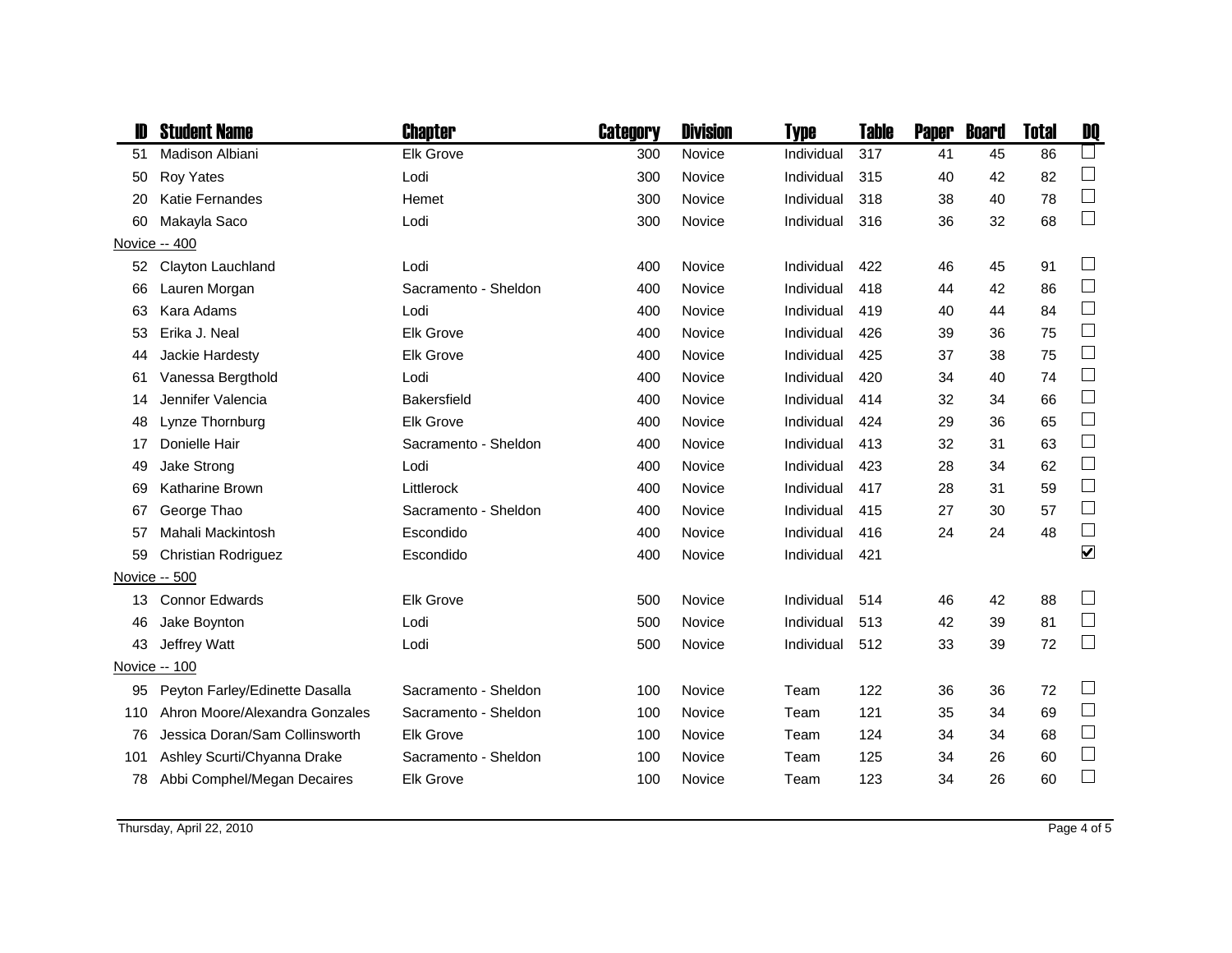| ID | Student Name | Chapter | Category | Division | Type | Table | Paper | Board | Total | DQ |
|---|---|---|---|---|---|---|---|---|---|---|
| 51 | Madison Albiani | Elk Grove | 300 | Novice | Individual | 317 | 41 | 45 | 86 | ☐ |
| 50 | Roy Yates | Lodi | 300 | Novice | Individual | 315 | 40 | 42 | 82 | ☐ |
| 20 | Katie Fernandes | Hemet | 300 | Novice | Individual | 318 | 38 | 40 | 78 | ☐ |
| 60 | Makayla Saco | Lodi | 300 | Novice | Individual | 316 | 36 | 32 | 68 | ☐ |
| Novice -- 400 | | | | | | | | | | |
| 52 | Clayton Lauchland | Lodi | 400 | Novice | Individual | 422 | 46 | 45 | 91 | ☐ |
| 66 | Lauren Morgan | Sacramento - Sheldon | 400 | Novice | Individual | 418 | 44 | 42 | 86 | ☐ |
| 63 | Kara Adams | Lodi | 400 | Novice | Individual | 419 | 40 | 44 | 84 | ☐ |
| 53 | Erika J. Neal | Elk Grove | 400 | Novice | Individual | 426 | 39 | 36 | 75 | ☐ |
| 44 | Jackie Hardesty | Elk Grove | 400 | Novice | Individual | 425 | 37 | 38 | 75 | ☐ |
| 61 | Vanessa Bergthold | Lodi | 400 | Novice | Individual | 420 | 34 | 40 | 74 | ☐ |
| 14 | Jennifer Valencia | Bakersfield | 400 | Novice | Individual | 414 | 32 | 34 | 66 | ☐ |
| 48 | Lynze Thornburg | Elk Grove | 400 | Novice | Individual | 424 | 29 | 36 | 65 | ☐ |
| 17 | Donielle Hair | Sacramento - Sheldon | 400 | Novice | Individual | 413 | 32 | 31 | 63 | ☐ |
| 49 | Jake Strong | Lodi | 400 | Novice | Individual | 423 | 28 | 34 | 62 | ☐ |
| 69 | Katharine Brown | Littlerock | 400 | Novice | Individual | 417 | 28 | 31 | 59 | ☐ |
| 67 | George Thao | Sacramento - Sheldon | 400 | Novice | Individual | 415 | 27 | 30 | 57 | ☐ |
| 57 | Mahali Mackintosh | Escondido | 400 | Novice | Individual | 416 | 24 | 24 | 48 | ☐ |
| 59 | Christian Rodriguez | Escondido | 400 | Novice | Individual | 421 | | | | ☑ |
| Novice -- 500 | | | | | | | | | | |
| 13 | Connor Edwards | Elk Grove | 500 | Novice | Individual | 514 | 46 | 42 | 88 | ☐ |
| 46 | Jake Boynton | Lodi | 500 | Novice | Individual | 513 | 42 | 39 | 81 | ☐ |
| 43 | Jeffrey Watt | Lodi | 500 | Novice | Individual | 512 | 33 | 39 | 72 | ☐ |
| Novice -- 100 | | | | | | | | | | |
| 95 | Peyton Farley/Edinette Dasalla | Sacramento - Sheldon | 100 | Novice | Team | 122 | 36 | 36 | 72 | ☐ |
| 110 | Ahron Moore/Alexandra Gonzales | Sacramento - Sheldon | 100 | Novice | Team | 121 | 35 | 34 | 69 | ☐ |
| 76 | Jessica Doran/Sam Collinsworth | Elk Grove | 100 | Novice | Team | 124 | 34 | 34 | 68 | ☐ |
| 101 | Ashley Scurti/Chyanna Drake | Sacramento - Sheldon | 100 | Novice | Team | 125 | 34 | 26 | 60 | ☐ |
| 78 | Abbi Comphel/Megan Decaires | Elk Grove | 100 | Novice | Team | 123 | 34 | 26 | 60 | ☐ |

Thursday, April 22, 2010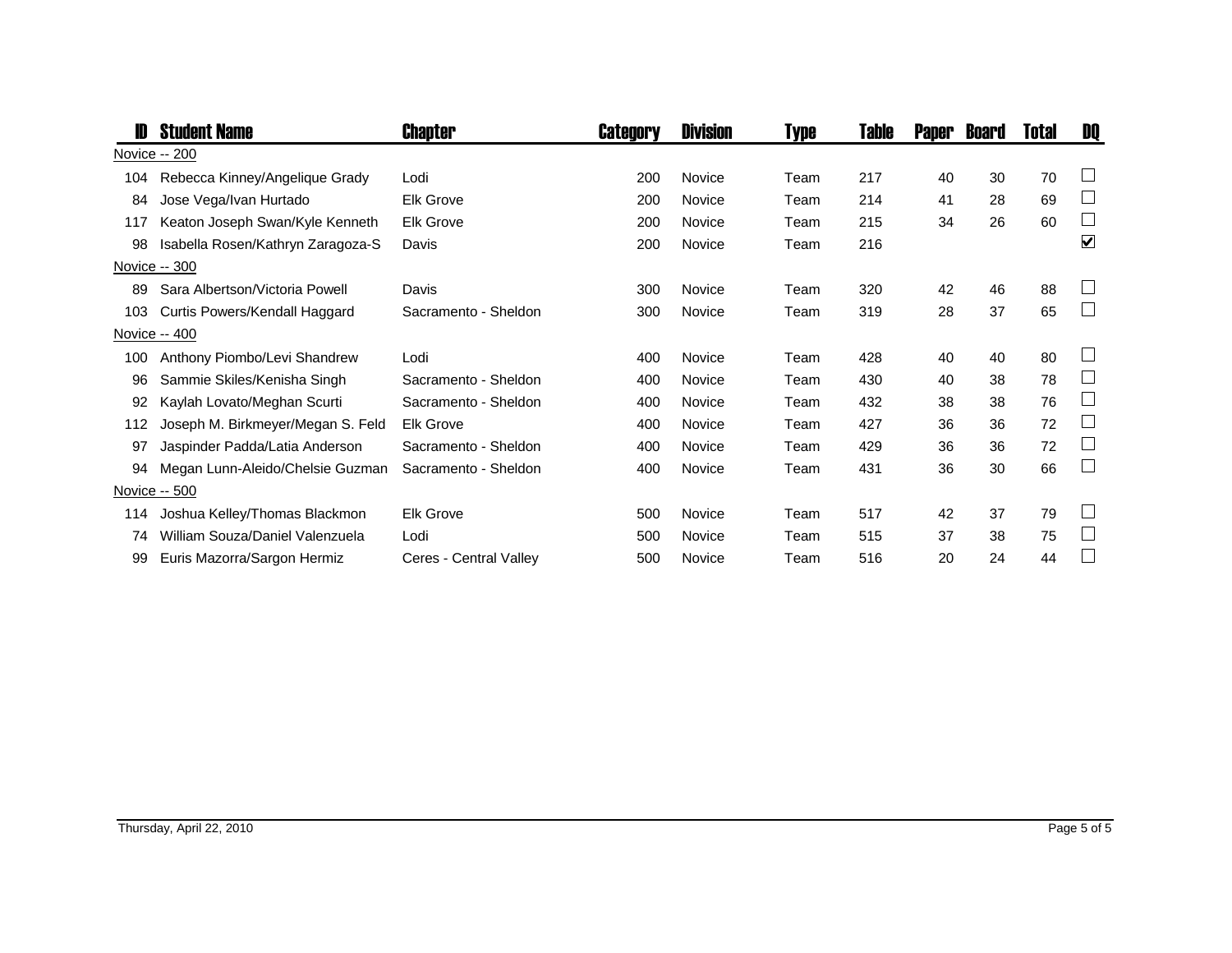| ID | Student Name | Chapter | Category | Division | Type | Table | Paper | Board | Total | DQ |
|---|---|---|---|---|---|---|---|---|---|---|
| Novice -- 200 | | | | | | | | | | |
| 104 | Rebecca Kinney/Angelique Grady | Lodi | 200 | Novice | Team | 217 | 40 | 30 | 70 | ☐ |
| 84 | Jose Vega/Ivan Hurtado | Elk Grove | 200 | Novice | Team | 214 | 41 | 28 | 69 | ☐ |
| 117 | Keaton Joseph Swan/Kyle Kenneth | Elk Grove | 200 | Novice | Team | 215 | 34 | 26 | 60 | ☐ |
| 98 | Isabella Rosen/Kathryn Zaragoza-S | Davis | 200 | Novice | Team | 216 | | | | ☑ |
| Novice -- 300 | | | | | | | | | | |
| 89 | Sara Albertson/Victoria Powell | Davis | 300 | Novice | Team | 320 | 42 | 46 | 88 | ☐ |
| 103 | Curtis Powers/Kendall Haggard | Sacramento - Sheldon | 300 | Novice | Team | 319 | 28 | 37 | 65 | ☐ |
| Novice -- 400 | | | | | | | | | | |
| 100 | Anthony Piombo/Levi Shandrew | Lodi | 400 | Novice | Team | 428 | 40 | 40 | 80 | ☐ |
| 96 | Sammie Skiles/Kenisha Singh | Sacramento - Sheldon | 400 | Novice | Team | 430 | 40 | 38 | 78 | ☐ |
| 92 | Kaylah Lovato/Meghan Scurti | Sacramento - Sheldon | 400 | Novice | Team | 432 | 38 | 38 | 76 | ☐ |
| 112 | Joseph M. Birkmeyer/Megan S. Feld | Elk Grove | 400 | Novice | Team | 427 | 36 | 36 | 72 | ☐ |
| 97 | Jaspinder Padda/Latia Anderson | Sacramento - Sheldon | 400 | Novice | Team | 429 | 36 | 36 | 72 | ☐ |
| 94 | Megan Lunn-Aleido/Chelsie Guzman | Sacramento - Sheldon | 400 | Novice | Team | 431 | 36 | 30 | 66 | ☐ |
| Novice -- 500 | | | | | | | | | | |
| 114 | Joshua Kelley/Thomas Blackmon | Elk Grove | 500 | Novice | Team | 517 | 42 | 37 | 79 | ☐ |
| 74 | William Souza/Daniel Valenzuela | Lodi | 500 | Novice | Team | 515 | 37 | 38 | 75 | ☐ |
| 99 | Euris Mazorra/Sargon Hermiz | Ceres - Central Valley | 500 | Novice | Team | 516 | 20 | 24 | 44 | ☐ |

Thursday, April 22, 2010